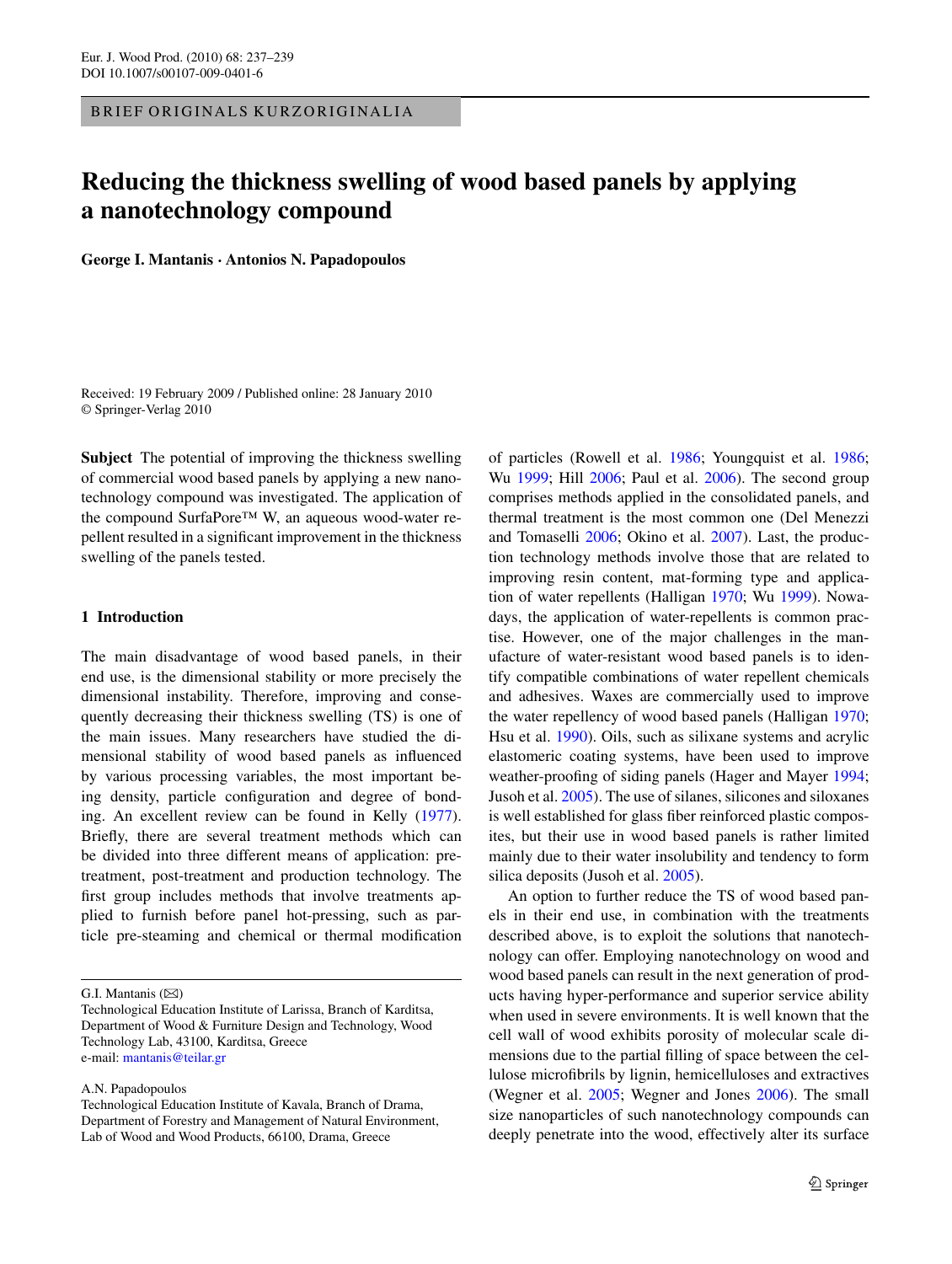BRIEF ORIGINALS KURZORIGINALIA

# Reducing the thickness swelling of wood based panels by applying a nanotechnology compound

**George I. Mantanis · Antonios N. Papadopoulos**

Received: 19 February 2009 / Published online: 28 January 2010
© Springer-Verlag 2010

**Subject** The potential of improving the thickness swelling of commercial wood based panels by applying a new nanotechnology compound was investigated. The application of the compound SurfaPore™ W, an aqueous wood-water repellent resulted in a significant improvement in the thickness swelling of the panels tested.

## 1 Introduction

The main disadvantage of wood based panels, in their end use, is the dimensional stability or more precisely the dimensional instability. Therefore, improving and consequently decreasing their thickness swelling (TS) is one of the main issues. Many researchers have studied the dimensional stability of wood based panels as influenced by various processing variables, the most important being density, particle configuration and degree of bonding. An excellent review can be found in Kelly (1977). Briefly, there are several treatment methods which can be divided into three different means of application: pretreatment, post-treatment and production technology. The first group includes methods that involve treatments applied to furnish before panel hot-pressing, such as particle pre-steaming and chemical or thermal modification of particles (Rowell et al. 1986; Youngquist et al. 1986; Wu 1999; Hill 2006; Paul et al. 2006). The second group comprises methods applied in the consolidated panels, and thermal treatment is the most common one (Del Menezzi and Tomaselli 2006; Okino et al. 2007). Last, the production technology methods involve those that are related to improving resin content, mat-forming type and application of water repellents (Halligan 1970; Wu 1999). Nowadays, the application of water-repellents is common practise. However, one of the major challenges in the manufacture of water-resistant wood based panels is to identify compatible combinations of water repellent chemicals and adhesives. Waxes are commercially used to improve the water repellency of wood based panels (Halligan 1970; Hsu et al. 1990). Oils, such as silixane systems and acrylic elastomeric coating systems, have been used to improve weather-proofing of siding panels (Hager and Mayer 1994; Jusoh et al. 2005). The use of silanes, silicones and siloxanes is well established for glass fiber reinforced plastic composites, but their use in wood based panels is rather limited mainly due to their water insolubility and tendency to form silica deposits (Jusoh et al. 2005).

An option to further reduce the TS of wood based panels in their end use, in combination with the treatments described above, is to exploit the solutions that nanotechnology can offer. Employing nanotechnology on wood and wood based panels can result in the next generation of products having hyper-performance and superior service ability when used in severe environments. It is well known that the cell wall of wood exhibits porosity of molecular scale dimensions due to the partial filling of space between the cellulose microfibrils by lignin, hemicelluloses and extractives (Wegner et al. 2005; Wegner and Jones 2006). The small size nanoparticles of such nanotechnology compounds can deeply penetrate into the wood, effectively alter its surface

---

G.I. Mantanis (✉)
Technological Education Institute of Larissa, Branch of Karditsa, Department of Wood & Furniture Design and Technology, Wood Technology Lab, 43100, Karditsa, Greece
e-mail: mantanis@teilar.gr

A.N. Papadopoulos
Technological Education Institute of Kavala, Branch of Drama, Department of Forestry and Management of Natural Environment, Lab of Wood and Wood Products, 66100, Drama, Greece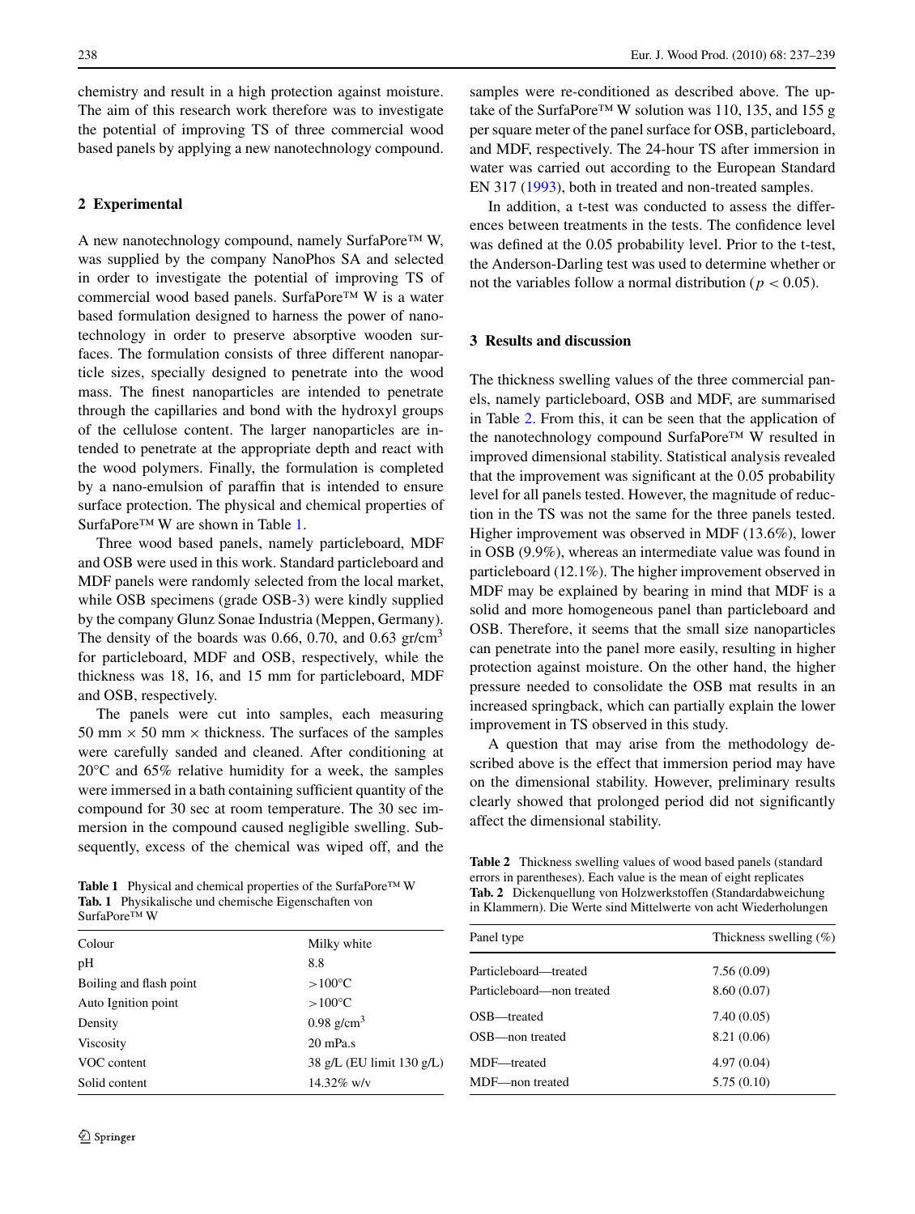chemistry and result in a high protection against moisture. The aim of this research work therefore was to investigate the potential of improving TS of three commercial wood based panels by applying a new nanotechnology compound.

## 2 Experimental

A new nanotechnology compound, namely SurfaPore™ W, was supplied by the company NanoPhos SA and selected in order to investigate the potential of improving TS of commercial wood based panels. SurfaPore™ W is a water based formulation designed to harness the power of nanotechnology in order to preserve absorptive wooden surfaces. The formulation consists of three different nanoparticle sizes, specially designed to penetrate into the wood mass. The finest nanoparticles are intended to penetrate through the capillaries and bond with the hydroxyl groups of the cellulose content. The larger nanoparticles are intended to penetrate at the appropriate depth and react with the wood polymers. Finally, the formulation is completed by a nano-emulsion of paraffin that is intended to ensure surface protection. The physical and chemical properties of SurfaPore™ W are shown in Table 1.

Three wood based panels, namely particleboard, MDF and OSB were used in this work. Standard particleboard and MDF panels were randomly selected from the local market, while OSB specimens (grade OSB-3) were kindly supplied by the company Glunz Sonae Industria (Meppen, Germany). The density of the boards was 0.66, 0.70, and 0.63 gr/cm$^3$ for particleboard, MDF and OSB, respectively, while the thickness was 18, 16, and 15 mm for particleboard, MDF and OSB, respectively.

The panels were cut into samples, each measuring 50 mm × 50 mm × thickness. The surfaces of the samples were carefully sanded and cleaned. After conditioning at 20°C and 65% relative humidity for a week, the samples were immersed in a bath containing sufficient quantity of the compound for 30 sec at room temperature. The 30 sec immersion in the compound caused negligible swelling. Subsequently, excess of the chemical was wiped off, and the samples were re-conditioned as described above. The uptake of the SurfaPore™ W solution was 110, 135, and 155 g per square meter of the panel surface for OSB, particleboard, and MDF, respectively. The 24-hour TS after immersion in water was carried out according to the European Standard EN 317 (1993), both in treated and non-treated samples.

In addition, a t-test was conducted to assess the differences between treatments in the tests. The confidence level was defined at the 0.05 probability level. Prior to the t-test, the Anderson-Darling test was used to determine whether or not the variables follow a normal distribution ($p < 0.05$).

**Table 1** Physical and chemical properties of the SurfaPore™ W
**Tab. 1** Physikalische und chemische Eigenschaften von SurfaPore™ W

| | |
|---|---|
| Colour | Milky white |
| pH | 8.8 |
| Boiling and flash point | >100°C |
| Auto Ignition point | >100°C |
| Density | 0.98 g/cm$^3$ |
| Viscosity | 20 mPa.s |
| VOC content | 38 g/L (EU limit 130 g/L) |
| Solid content | 14.32% w/v |

## 3 Results and discussion

The thickness swelling values of the three commercial panels, namely particleboard, OSB and MDF, are summarised in Table 2. From this, it can be seen that the application of the nanotechnology compound SurfaPore™ W resulted in improved dimensional stability. Statistical analysis revealed that the improvement was significant at the 0.05 probability level for all panels tested. However, the magnitude of reduction in the TS was not the same for the three panels tested. Higher improvement was observed in MDF (13.6%), lower in OSB (9.9%), whereas an intermediate value was found in particleboard (12.1%). The higher improvement observed in MDF may be explained by bearing in mind that MDF is a solid and more homogeneous panel than particleboard and OSB. Therefore, it seems that the small size nanoparticles can penetrate into the panel more easily, resulting in higher protection against moisture. On the other hand, the higher pressure needed to consolidate the OSB mat results in an increased springback, which can partially explain the lower improvement in TS observed in this study.

A question that may arise from the methodology described above is the effect that immersion period may have on the dimensional stability. However, preliminary results clearly showed that prolonged period did not significantly affect the dimensional stability.

**Table 2** Thickness swelling values of wood based panels (standard errors in parentheses). Each value is the mean of eight replicates
**Tab. 2** Dickenquellung von Holzwerkstoffen (Standardabweichung in Klammern). Die Werte sind Mittelwerte von acht Wiederholungen

| Panel type | Thickness swelling (%) |
|---|---|
| Particleboard—treated | 7.56 (0.09) |
| Particleboard—non treated | 8.60 (0.07) |
| OSB—treated | 7.40 (0.05) |
| OSB—non treated | 8.21 (0.06) |
| MDF—treated | 4.97 (0.04) |
| MDF—non treated | 5.75 (0.10) |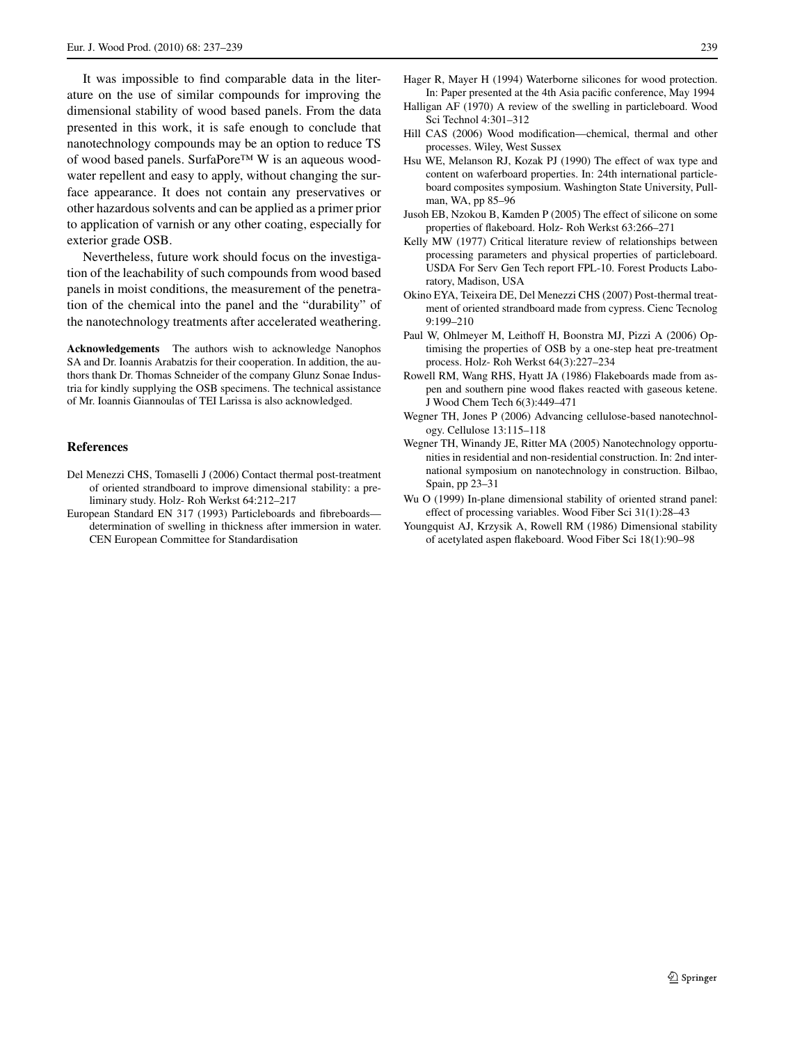It was impossible to find comparable data in the literature on the use of similar compounds for improving the dimensional stability of wood based panels. From the data presented in this work, it is safe enough to conclude that nanotechnology compounds may be an option to reduce TS of wood based panels. SurfaPore™ W is an aqueous wood-water repellent and easy to apply, without changing the surface appearance. It does not contain any preservatives or other hazardous solvents and can be applied as a primer prior to application of varnish or any other coating, especially for exterior grade OSB.

Nevertheless, future work should focus on the investigation of the leachability of such compounds from wood based panels in moist conditions, the measurement of the penetration of the chemical into the panel and the "durability" of the nanotechnology treatments after accelerated weathering.

**Acknowledgements** The authors wish to acknowledge Nanophos SA and Dr. Ioannis Arabatzis for their cooperation. In addition, the authors thank Dr. Thomas Schneider of the company Glunz Sonae Industria for kindly supplying the OSB specimens. The technical assistance of Mr. Ioannis Giannoulas of TEI Larissa is also acknowledged.

## References

Del Menezzi CHS, Tomaselli J (2006) Contact thermal post-treatment of oriented strandboard to improve dimensional stability: a preliminary study. Holz- Roh Werkst 64:212–217

European Standard EN 317 (1993) Particleboards and fibreboards—determination of swelling in thickness after immersion in water. CEN European Committee for Standardisation

Hager R, Mayer H (1994) Waterborne silicones for wood protection. In: Paper presented at the 4th Asia pacific conference, May 1994

Halligan AF (1970) A review of the swelling in particleboard. Wood Sci Technol 4:301–312

Hill CAS (2006) Wood modification—chemical, thermal and other processes. Wiley, West Sussex

Hsu WE, Melanson RJ, Kozak PJ (1990) The effect of wax type and content on waferboard properties. In: 24th international particleboard composites symposium. Washington State University, Pullman, WA, pp 85–96

Jusoh EB, Nzokou B, Kamden P (2005) The effect of silicone on some properties of flakeboard. Holz- Roh Werkst 63:266–271

Kelly MW (1977) Critical literature review of relationships between processing parameters and physical properties of particleboard. USDA For Serv Gen Tech report FPL-10. Forest Products Laboratory, Madison, USA

Okino EYA, Teixeira DE, Del Menezzi CHS (2007) Post-thermal treatment of oriented strandboard made from cypress. Cienc Tecnolog 9:199–210

Paul W, Ohlmeyer M, Leithoff H, Boonstra MJ, Pizzi A (2006) Optimising the properties of OSB by a one-step heat pre-treatment process. Holz- Roh Werkst 64(3):227–234

Rowell RM, Wang RHS, Hyatt JA (1986) Flakeboards made from aspen and southern pine wood flakes reacted with gaseous ketene. J Wood Chem Tech 6(3):449–471

Wegner TH, Jones P (2006) Advancing cellulose-based nanotechnology. Cellulose 13:115–118

Wegner TH, Winandy JE, Ritter MA (2005) Nanotechnology opportunities in residential and non-residential construction. In: 2nd international symposium on nanotechnology in construction. Bilbao, Spain, pp 23–31

Wu O (1999) In-plane dimensional stability of oriented strand panel: effect of processing variables. Wood Fiber Sci 31(1):28–43

Youngquist AJ, Krzysik A, Rowell RM (1986) Dimensional stability of acetylated aspen flakeboard. Wood Fiber Sci 18(1):90–98